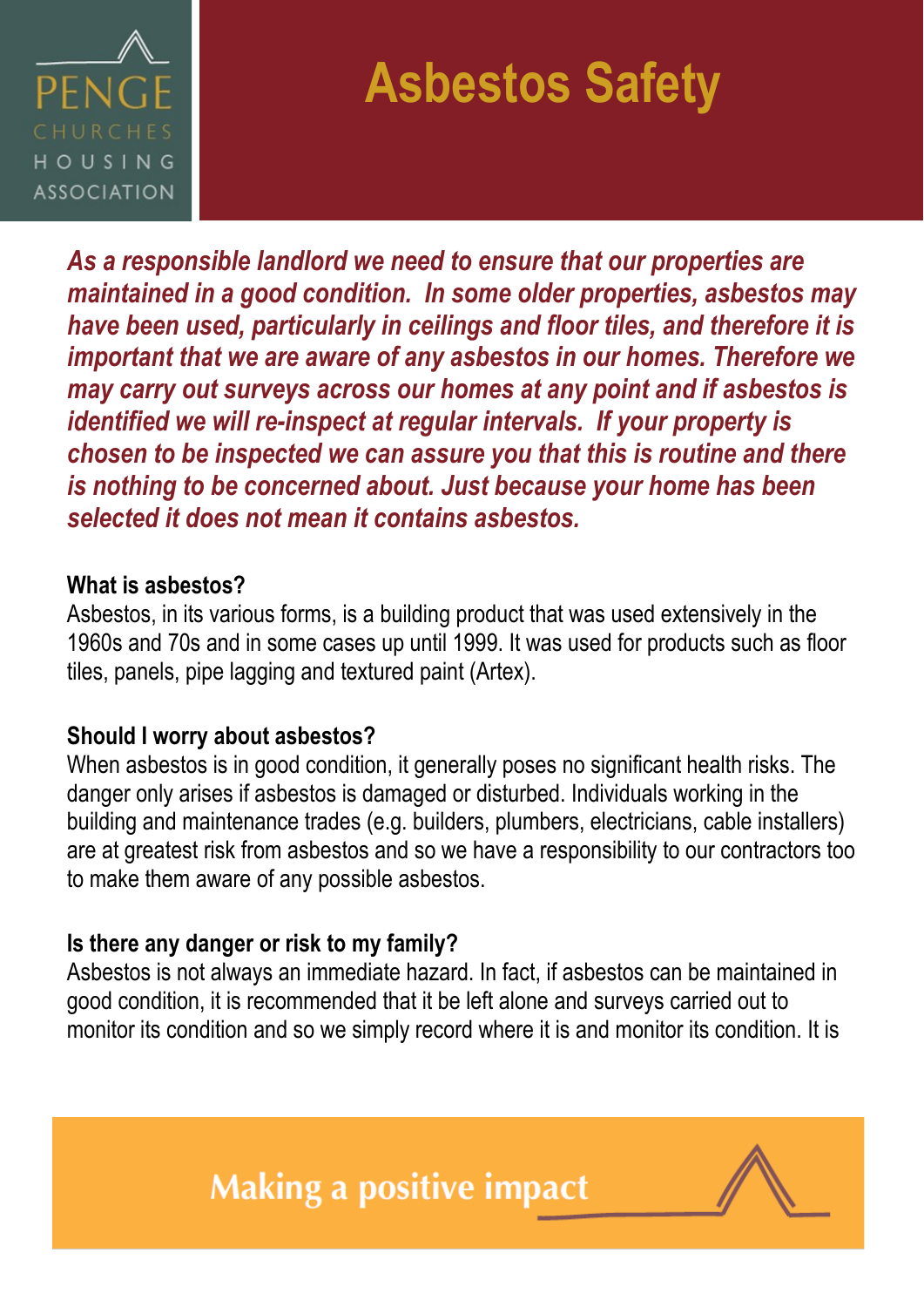PENGE CHURCHES HOUSING ASSOCIATION

# Asbestos Safety

***As a responsible landlord we need to ensure that our properties are maintained in a good condition. In some older properties, asbestos may have been used, particularly in ceilings and floor tiles, and therefore it is important that we are aware of any asbestos in our homes. Therefore we may carry out surveys across our homes at any point and if asbestos is identified we will re-inspect at regular intervals. If your property is chosen to be inspected we can assure you that this is routine and there is nothing to be concerned about. Just because your home has been selected it does not mean it contains asbestos.***

**What is asbestos?**

Asbestos, in its various forms, is a building product that was used extensively in the 1960s and 70s and in some cases up until 1999. It was used for products such as floor tiles, panels, pipe lagging and textured paint (Artex).

**Should I worry about asbestos?**

When asbestos is in good condition, it generally poses no significant health risks. The danger only arises if asbestos is damaged or disturbed. Individuals working in the building and maintenance trades (e.g. builders, plumbers, electricians, cable installers) are at greatest risk from asbestos and so we have a responsibility to our contractors too to make them aware of any possible asbestos.

**Is there any danger or risk to my family?**

Asbestos is not always an immediate hazard. In fact, if asbestos can be maintained in good condition, it is recommended that it be left alone and surveys carried out to monitor its condition and so we simply record where it is and monitor its condition. It is

Making a positive impact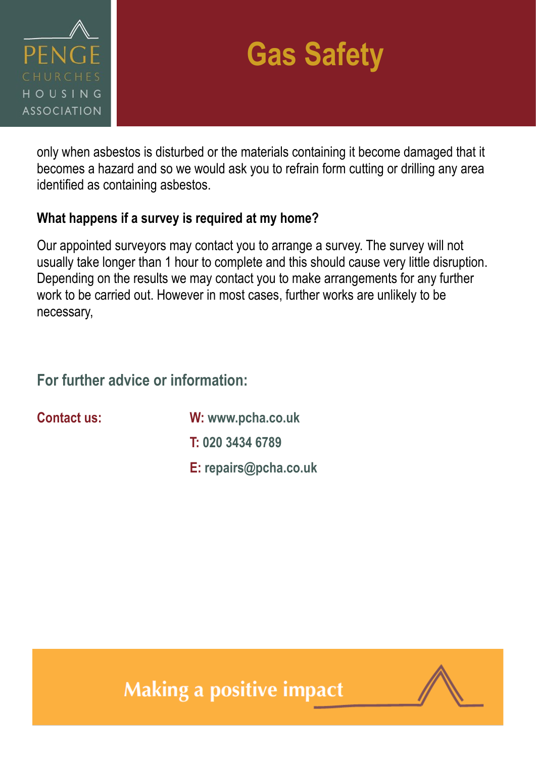# Gas Safety

only when asbestos is disturbed or the materials containing it become damaged that it becomes a hazard and so we would ask you to refrain form cutting or drilling any area identified as containing asbestos.

**What happens if a survey is required at my home?**

Our appointed surveyors may contact you to arrange a survey. The survey will not usually take longer than 1 hour to complete and this should cause very little disruption. Depending on the results we may contact you to make arrangements for any further work to be carried out. However in most cases, further works are unlikely to be necessary,

## For further advice or information:

**Contact us:**

**W:** www.pcha.co.uk

**T:** 020 3434 6789

**E:** repairs@pcha.co.uk

Making a positive impact